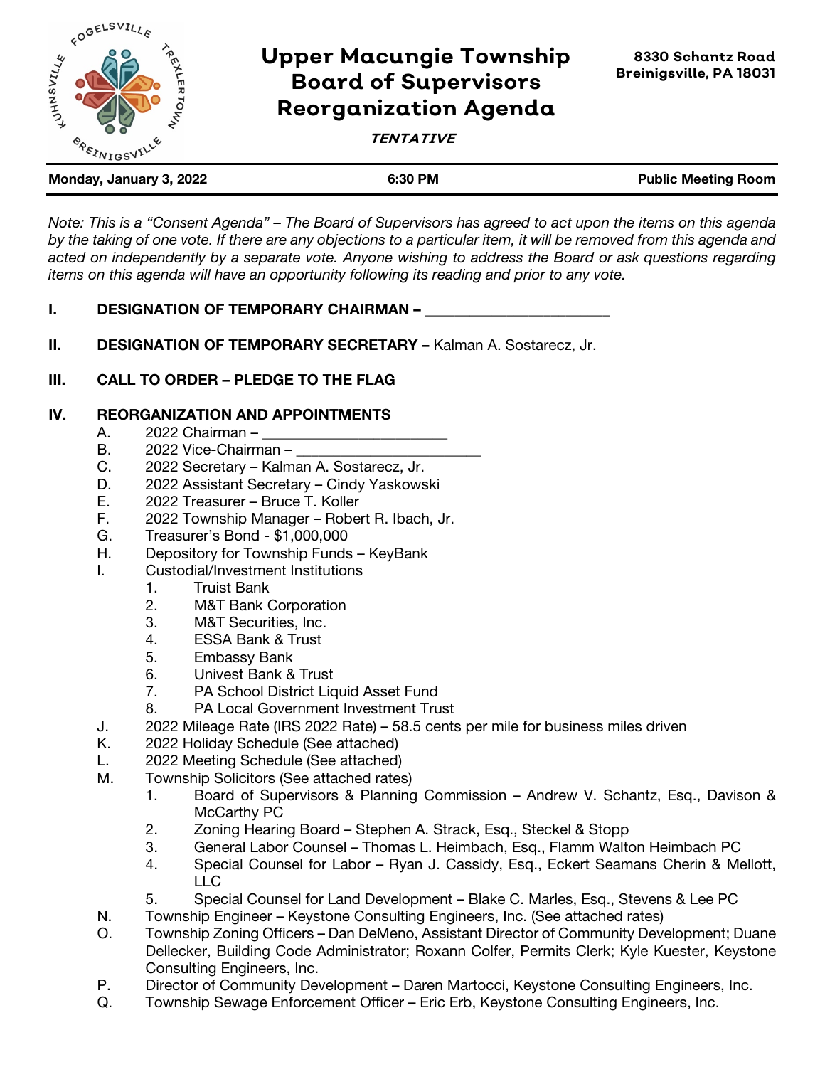# Upper Macungie Township Board of Supervisors Reorganization Agenda

***TENTATIVE***

8330 Schantz Road
Breinigsville, PA 18031

**Monday, January 3, 2022** | **6:30 PM** | **Public Meeting Room**

*Note: This is a "Consent Agenda" – The Board of Supervisors has agreed to act upon the items on this agenda by the taking of one vote. If there are any objections to a particular item, it will be removed from this agenda and acted on independently by a separate vote. Anyone wishing to address the Board or ask questions regarding items on this agenda will have an opportunity following its reading and prior to any vote.*

**I. DESIGNATION OF TEMPORARY CHAIRMAN –** ______________________

**II. DESIGNATION OF TEMPORARY SECRETARY –** Kalman A. Sostarecz, Jr.

**III. CALL TO ORDER – PLEDGE TO THE FLAG**

**IV. REORGANIZATION AND APPOINTMENTS**

A. 2022 Chairman – ______________________
B. 2022 Vice-Chairman – ______________________
C. 2022 Secretary – Kalman A. Sostarecz, Jr.
D. 2022 Assistant Secretary – Cindy Yaskowski
E. 2022 Treasurer – Bruce T. Koller
F. 2022 Township Manager – Robert R. Ibach, Jr.
G. Treasurer's Bond - $1,000,000
H. Depository for Township Funds – KeyBank
I. Custodial/Investment Institutions
   1. Truist Bank
   2. M&T Bank Corporation
   3. M&T Securities, Inc.
   4. ESSA Bank & Trust
   5. Embassy Bank
   6. Univest Bank & Trust
   7. PA School District Liquid Asset Fund
   8. PA Local Government Investment Trust
J. 2022 Mileage Rate (IRS 2022 Rate) – 58.5 cents per mile for business miles driven
K. 2022 Holiday Schedule (See attached)
L. 2022 Meeting Schedule (See attached)
M. Township Solicitors (See attached rates)
   1. Board of Supervisors & Planning Commission – Andrew V. Schantz, Esq., Davison & McCarthy PC
   2. Zoning Hearing Board – Stephen A. Strack, Esq., Steckel & Stopp
   3. General Labor Counsel – Thomas L. Heimbach, Esq., Flamm Walton Heimbach PC
   4. Special Counsel for Labor – Ryan J. Cassidy, Esq., Eckert Seamans Cherin & Mellott, LLC
   5. Special Counsel for Land Development – Blake C. Marles, Esq., Stevens & Lee PC
N. Township Engineer – Keystone Consulting Engineers, Inc. (See attached rates)
O. Township Zoning Officers – Dan DeMeno, Assistant Director of Community Development; Duane Dellecker, Building Code Administrator; Roxann Colfer, Permits Clerk; Kyle Kuester, Keystone Consulting Engineers, Inc.
P. Director of Community Development – Daren Martocci, Keystone Consulting Engineers, Inc.
Q. Township Sewage Enforcement Officer – Eric Erb, Keystone Consulting Engineers, Inc.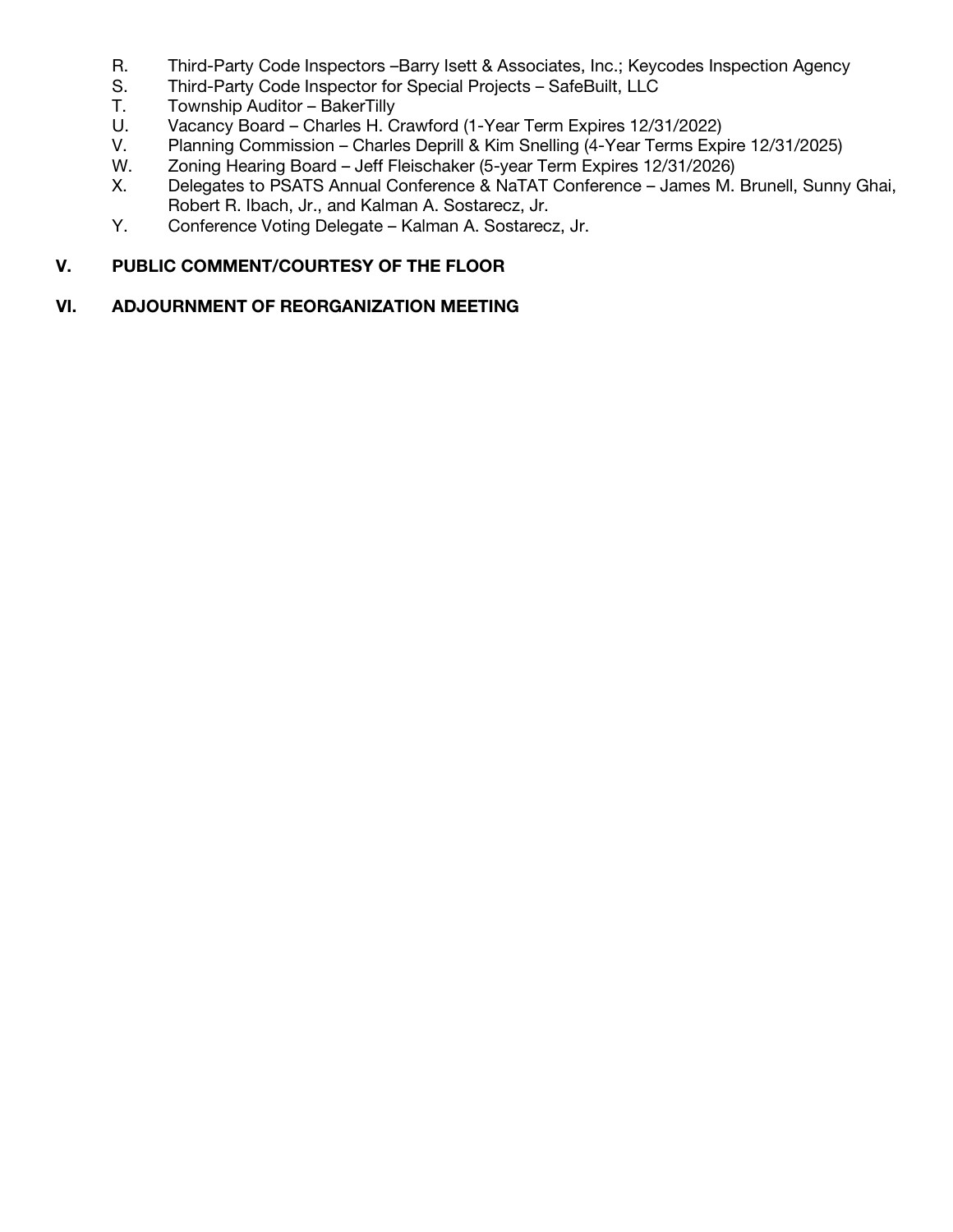R. Third-Party Code Inspectors –Barry Isett & Associates, Inc.; Keycodes Inspection Agency
S. Third-Party Code Inspector for Special Projects – SafeBuilt, LLC
T. Township Auditor – BakerTilly
U. Vacancy Board – Charles H. Crawford (1-Year Term Expires 12/31/2022)
V. Planning Commission – Charles Deprill & Kim Snelling (4-Year Terms Expire 12/31/2025)
W. Zoning Hearing Board – Jeff Fleischaker (5-year Term Expires 12/31/2026)
X. Delegates to PSATS Annual Conference & NaTAT Conference – James M. Brunell, Sunny Ghai, Robert R. Ibach, Jr., and Kalman A. Sostarecz, Jr.
Y. Conference Voting Delegate – Kalman A. Sostarecz, Jr.

## V. PUBLIC COMMENT/COURTESY OF THE FLOOR

## VI. ADJOURNMENT OF REORGANIZATION MEETING